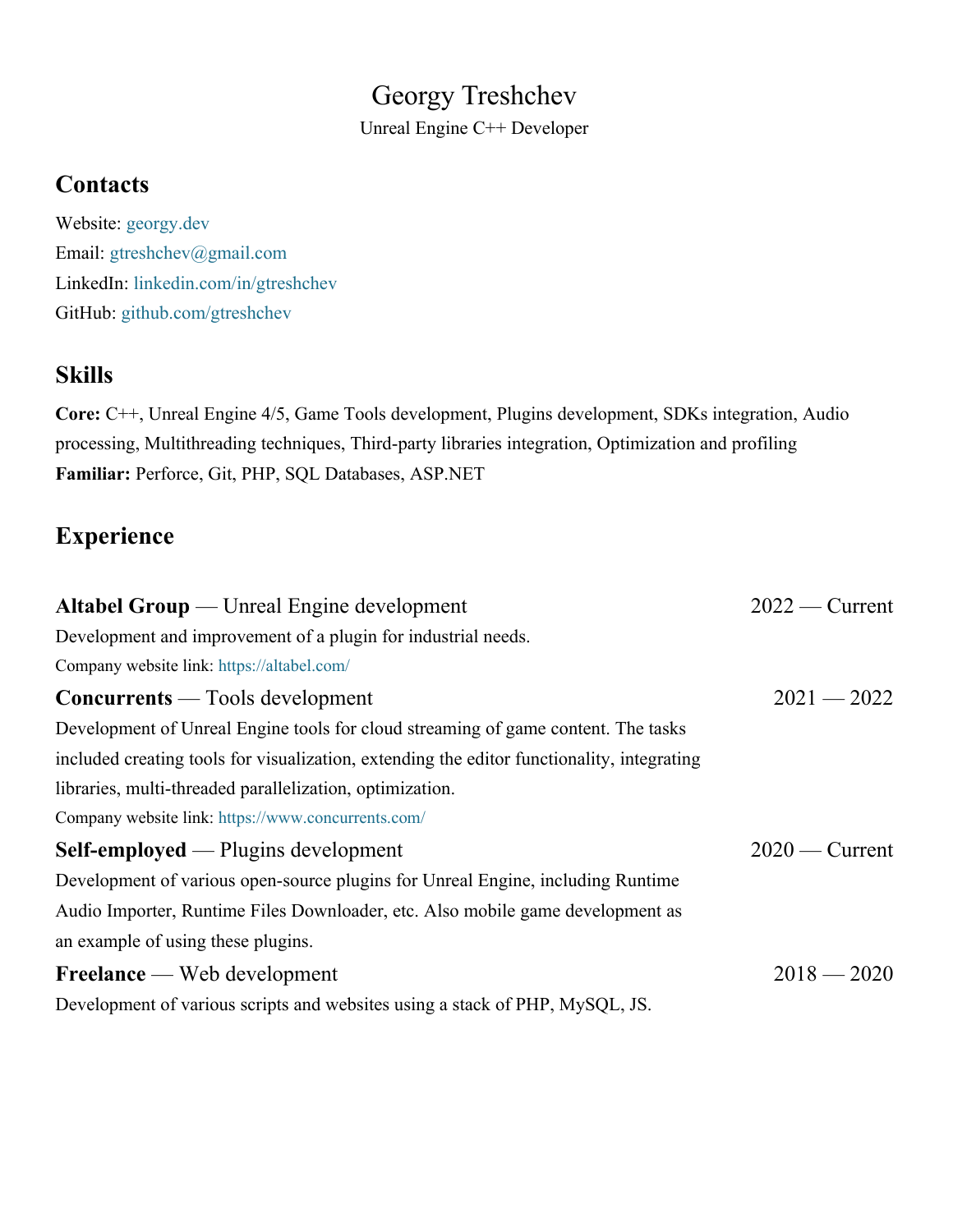# Georgy Treshchev

Unreal Engine C++ Developer

## Contacts

Website: georgy.dev
Email: gtreshchev@gmail.com
LinkedIn: linkedin.com/in/gtreshchev
GitHub: github.com/gtreshchev

## Skills

**Core:** C++, Unreal Engine 4/5, Game Tools development, Plugins development, SDKs integration, Audio processing, Multithreading techniques, Third-party libraries integration, Optimization and profiling
**Familiar:** Perforce, Git, PHP, SQL Databases, ASP.NET

## Experience

**Altabel Group** — Unreal Engine development — 2022 — Current

Development and improvement of a plugin for industrial needs.

Company website link: https://altabel.com/

**Concurrents** — Tools development — 2021 — 2022

Development of Unreal Engine tools for cloud streaming of game content. The tasks included creating tools for visualization, extending the editor functionality, integrating libraries, multi-threaded parallelization, optimization.

Company website link: https://www.concurrents.com/

**Self-employed** — Plugins development — 2020 — Current

Development of various open-source plugins for Unreal Engine, including Runtime Audio Importer, Runtime Files Downloader, etc. Also mobile game development as an example of using these plugins.

**Freelance** — Web development — 2018 — 2020

Development of various scripts and websites using a stack of PHP, MySQL, JS.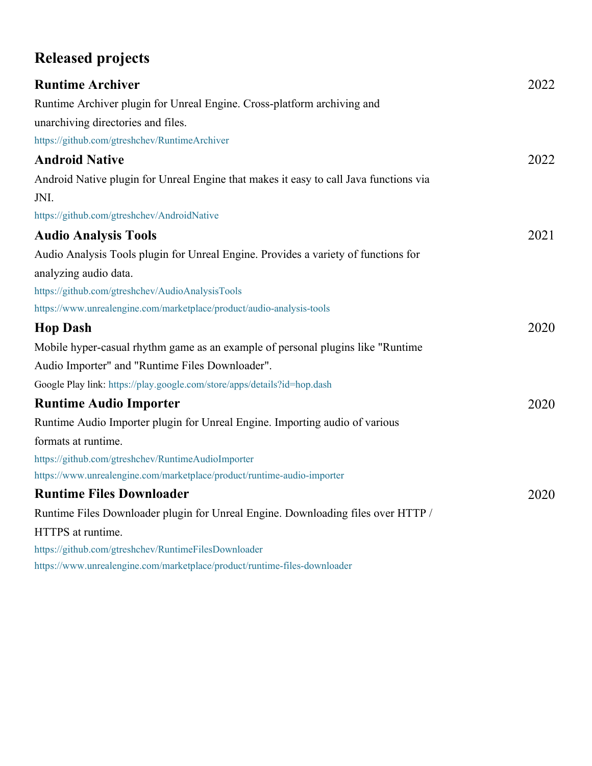## Released projects

### Runtime Archiver — 2022

Runtime Archiver plugin for Unreal Engine. Cross-platform archiving and unarchiving directories and files.

https://github.com/gtreshchev/RuntimeArchiver

### Android Native — 2022

Android Native plugin for Unreal Engine that makes it easy to call Java functions via JNI.

https://github.com/gtreshchev/AndroidNative

### Audio Analysis Tools — 2021

Audio Analysis Tools plugin for Unreal Engine. Provides a variety of functions for analyzing audio data.

https://github.com/gtreshchev/AudioAnalysisTools

https://www.unrealengine.com/marketplace/product/audio-analysis-tools

### Hop Dash — 2020

Mobile hyper-casual rhythm game as an example of personal plugins like "Runtime Audio Importer" and "Runtime Files Downloader".

Google Play link: https://play.google.com/store/apps/details?id=hop.dash

### Runtime Audio Importer — 2020

Runtime Audio Importer plugin for Unreal Engine. Importing audio of various formats at runtime.

https://github.com/gtreshchev/RuntimeAudioImporter

https://www.unrealengine.com/marketplace/product/runtime-audio-importer

### Runtime Files Downloader — 2020

Runtime Files Downloader plugin for Unreal Engine. Downloading files over HTTP / HTTPS at runtime.

https://github.com/gtreshchev/RuntimeFilesDownloader

https://www.unrealengine.com/marketplace/product/runtime-files-downloader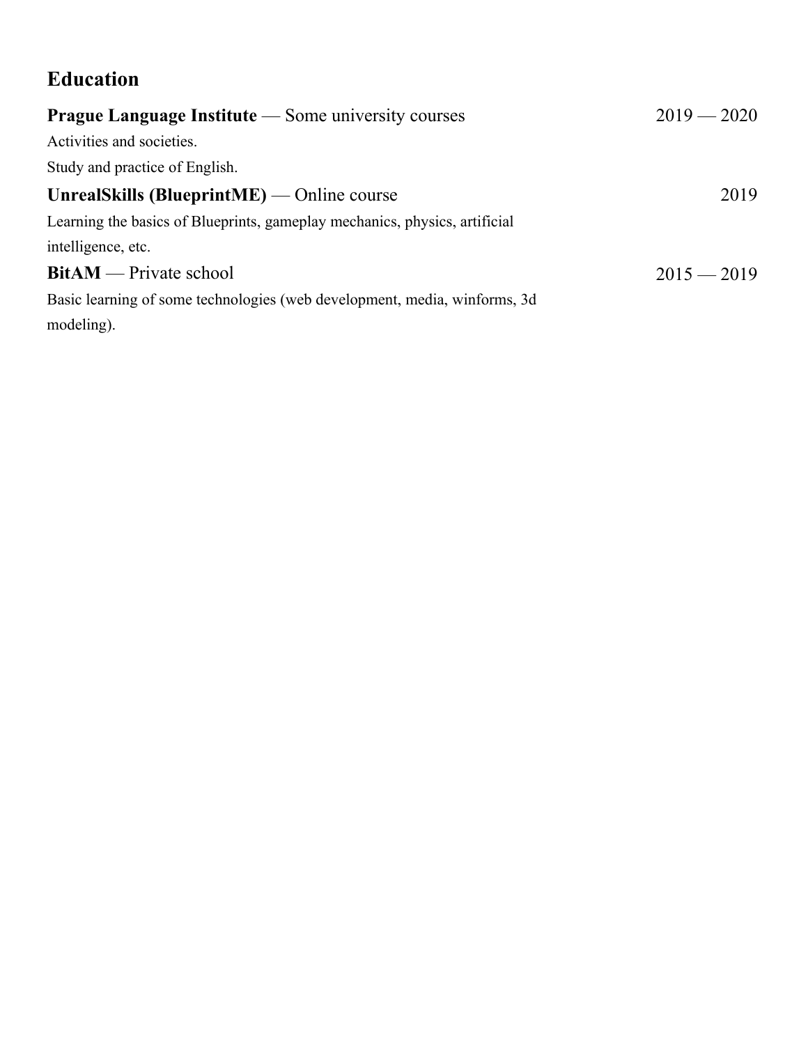## Education

**Prague Language Institute** — Some university courses 2019 — 2020

Activities and societies.

Study and practice of English.

**UnrealSkills (BlueprintME)** — Online course 2019

Learning the basics of Blueprints, gameplay mechanics, physics, artificial intelligence, etc.

**BitAM** — Private school 2015 — 2019

Basic learning of some technologies (web development, media, winforms, 3d modeling).